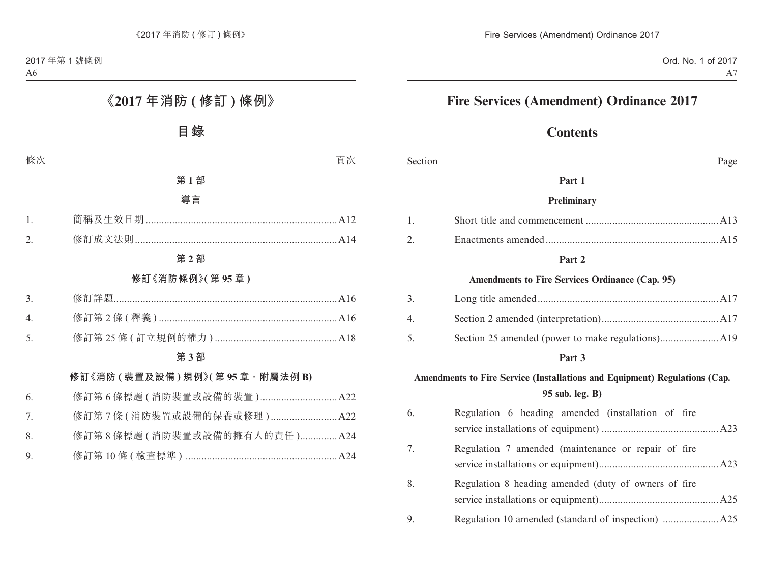# 《2017 年消防 ( 修訂 ) 條例》

## 目錄

條次 頁次

**第 1 部**

**導言**

1. 簡稱及生效日期 ........ A12
2. 修訂成文法則 ........ A14

**第 2 部**

**修訂《消防條例》( 第 95 章 )**

3. 修訂詳題 ........ A16
4. 修訂第 2 條 ( 釋義 ) ........ A16
5. 修訂第 25 條 ( 訂立規例的權力 ) ........ A18

**第 3 部**

**修訂《消防 ( 裝置及設備 ) 規例》( 第 95 章，附屬法例 B)**

6. 修訂第 6 條標題 ( 消防裝置或設備的裝置 ) ........ A22
7. 修訂第 7 條 ( 消防裝置或設備的保養或修理 ) ........ A22
8. 修訂第 8 條標題 ( 消防裝置或設備的擁有人的責任 ) ........ A24
9. 修訂第 10 條 ( 檢查標準 ) ........ A24

# Fire Services (Amendment) Ordinance 2017

## Contents

Section Page

**Part 1**

**Preliminary**

1. Short title and commencement ........ A13
2. Enactments amended ........ A15

**Part 2**

**Amendments to Fire Services Ordinance (Cap. 95)**

3. Long title amended ........ A17
4. Section 2 amended (interpretation) ........ A17
5. Section 25 amended (power to make regulations) ........ A19

**Part 3**

**Amendments to Fire Service (Installations and Equipment) Regulations (Cap. 95 sub. leg. B)**

6. Regulation 6 heading amended (installation of fire service installations of equipment) ........ A23
7. Regulation 7 amended (maintenance or repair of fire service installations or equipment) ........ A23
8. Regulation 8 heading amended (duty of owners of fire service installations or equipment) ........ A25
9. Regulation 10 amended (standard of inspection) ........ A25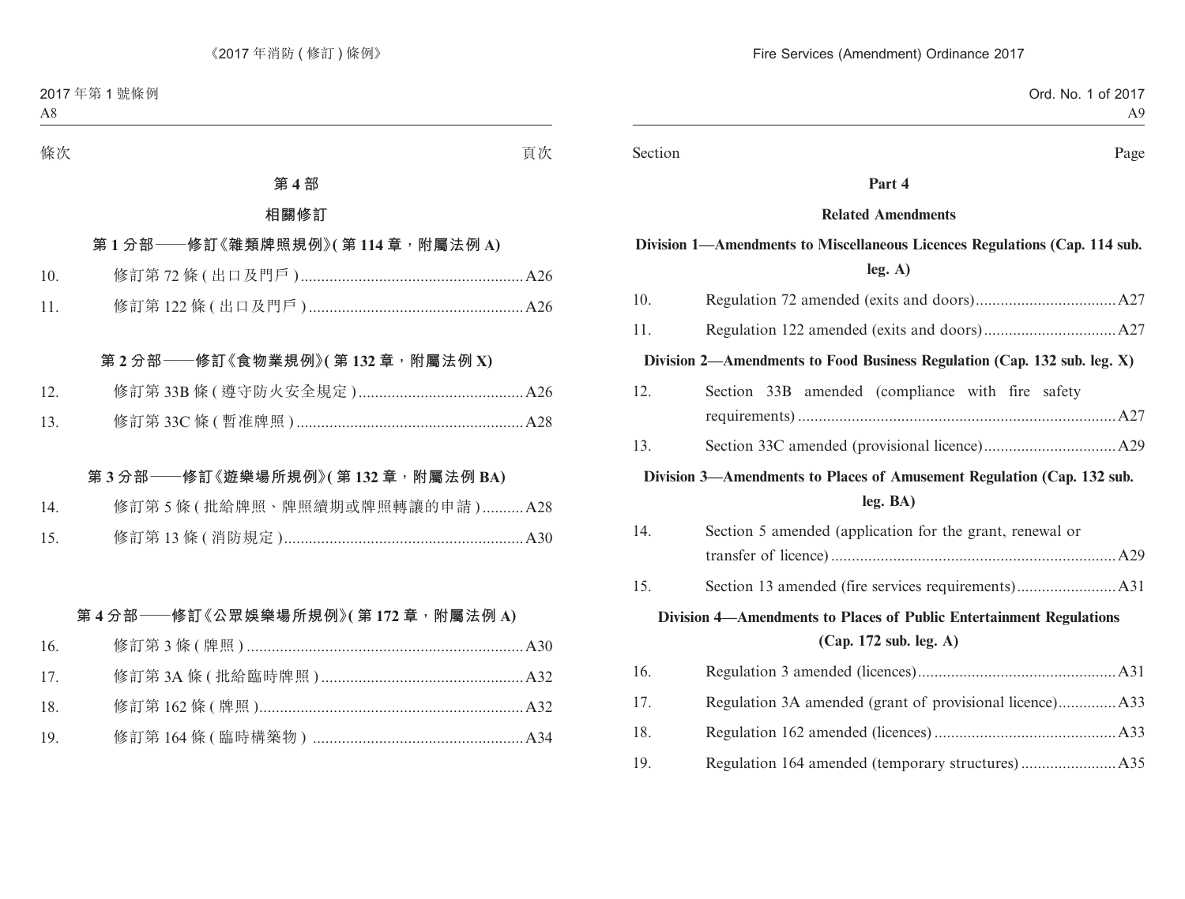條次 頁次

**第 4 部**

**相關修訂**

**第 1 分部——修訂《雜類牌照規例》( 第 114 章，附屬法例 A)**

| | | |
|---|---|---|
| 10. | 修訂第 72 條 ( 出口及門戶 ) | A26 |
| 11. | 修訂第 122 條 ( 出口及門戶 ) | A26 |

**第 2 分部——修訂《食物業規例》( 第 132 章，附屬法例 X)**

| | | |
|---|---|---|
| 12. | 修訂第 33B 條 ( 遵守防火安全規定 ) | A26 |
| 13. | 修訂第 33C 條 ( 暫准牌照 ) | A28 |

**第 3 分部——修訂《遊樂場所規例》( 第 132 章，附屬法例 BA)**

| | | |
|---|---|---|
| 14. | 修訂第 5 條 ( 批給牌照、牌照續期或牌照轉讓的申請 ) | A28 |
| 15. | 修訂第 13 條 ( 消防規定 ) | A30 |

**第 4 分部——修訂《公眾娛樂場所規例》( 第 172 章，附屬法例 A)**

| | | |
|---|---|---|
| 16. | 修訂第 3 條 ( 牌照 ) | A30 |
| 17. | 修訂第 3A 條 ( 批給臨時牌照 ) | A32 |
| 18. | 修訂第 162 條 ( 牌照 ) | A32 |
| 19. | 修訂第 164 條 ( 臨時構築物 ) | A34 |

Section Page

**Part 4**

**Related Amendments**

**Division 1—Amendments to Miscellaneous Licences Regulations (Cap. 114 sub. leg. A)**

| | | |
|---|---|---|
| 10. | Regulation 72 amended (exits and doors) | A27 |
| 11. | Regulation 122 amended (exits and doors) | A27 |

**Division 2—Amendments to Food Business Regulation (Cap. 132 sub. leg. X)**

| | | |
|---|---|---|
| 12. | Section 33B amended (compliance with fire safety requirements) | A27 |
| 13. | Section 33C amended (provisional licence) | A29 |

**Division 3—Amendments to Places of Amusement Regulation (Cap. 132 sub. leg. BA)**

| | | |
|---|---|---|
| 14. | Section 5 amended (application for the grant, renewal or transfer of licence) | A29 |
| 15. | Section 13 amended (fire services requirements) | A31 |

**Division 4—Amendments to Places of Public Entertainment Regulations (Cap. 172 sub. leg. A)**

| | | |
|---|---|---|
| 16. | Regulation 3 amended (licences) | A31 |
| 17. | Regulation 3A amended (grant of provisional licence) | A33 |
| 18. | Regulation 162 amended (licences) | A33 |
| 19. | Regulation 164 amended (temporary structures) | A35 |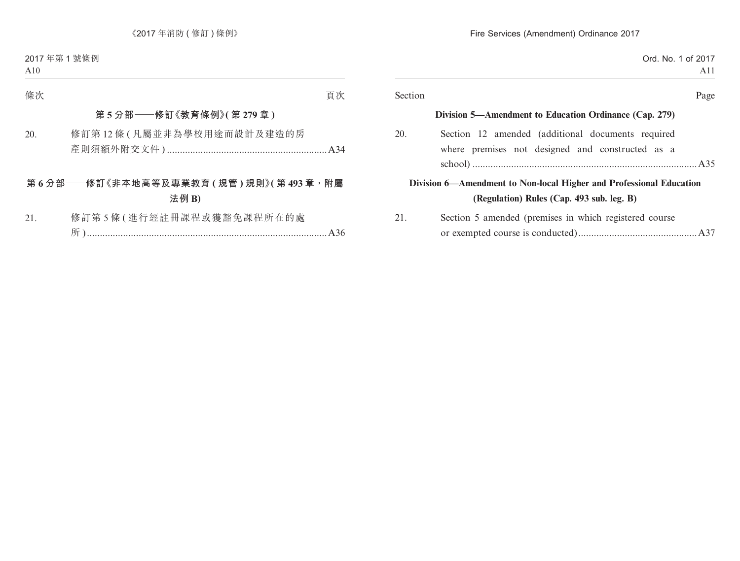| 條次 | | 頁次 |
|---|---|---|
| | **第 5 分部——修訂《教育條例》(第 279 章)** | |
| 20. | 修訂第 12 條 (凡屬並非為學校用途而設計及建造的房產則須額外附交文件) | A34 |
| | **第 6 分部——修訂《非本地高等及專業教育 (規管) 規則》(第 493 章,附屬法例 B)** | |
| 21. | 修訂第 5 條 (進行經註冊課程或獲豁免課程所在的處所) | A36 |

| Section | | Page |
|---|---|---|
| | **Division 5—Amendment to Education Ordinance (Cap. 279)** | |
| 20. | Section 12 amended (additional documents required where premises not designed and constructed as a school) | A35 |
| | **Division 6—Amendment to Non-local Higher and Professional Education (Regulation) Rules (Cap. 493 sub. leg. B)** | |
| 21. | Section 5 amended (premises in which registered course or exempted course is conducted) | A37 |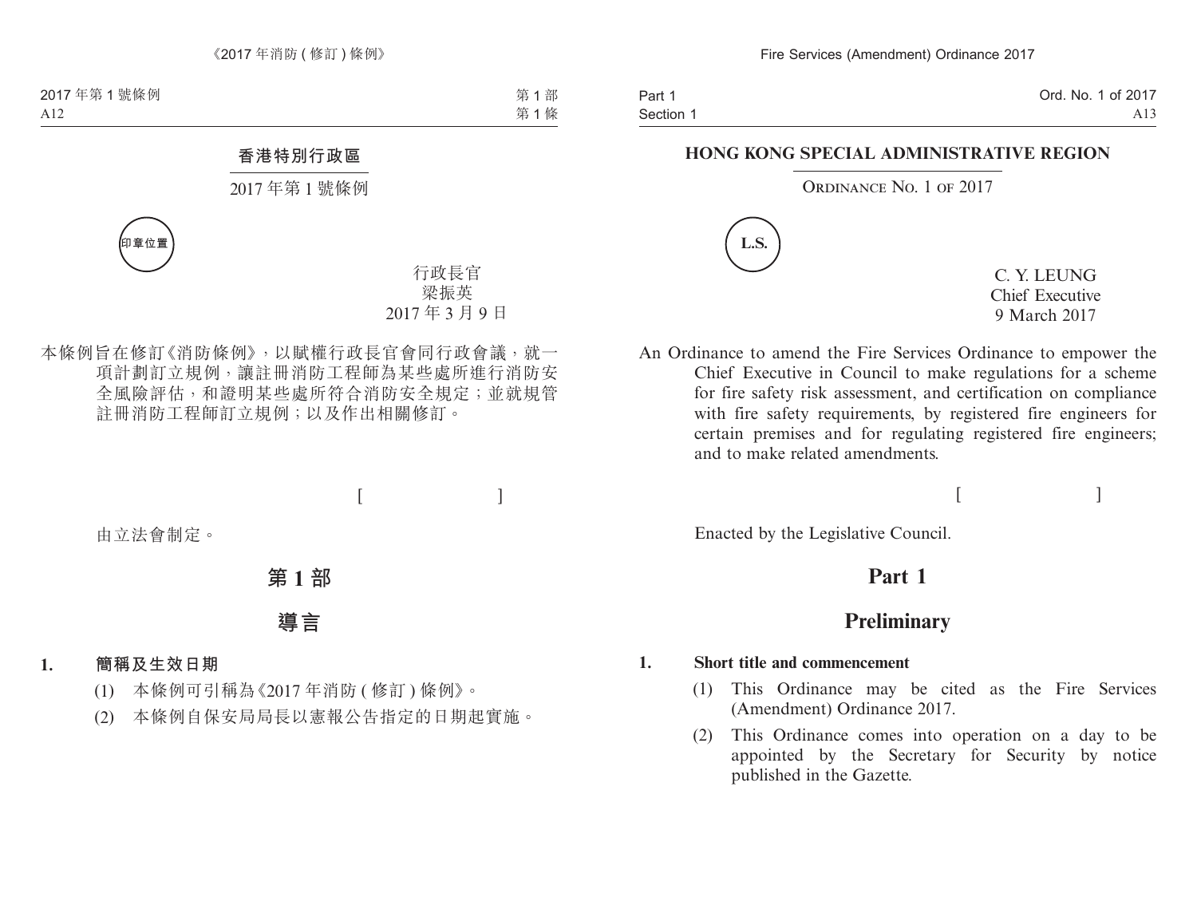## 香港特別行政區

2017 年第 1 號條例

印章位置

行政長官
梁振英
2017 年 3 月 9 日

本條例旨在修訂《消防條例》，以賦權行政長官會同行政會議，就一項計劃訂立規例，讓註冊消防工程師為某些處所進行消防安全風險評估，和證明某些處所符合消防安全規定；並就規管註冊消防工程師訂立規例；以及作出相關修訂。

[ ]

由立法會制定。

# 第 1 部

# 導言

### 1. 簡稱及生效日期

(1) 本條例可引稱為《2017 年消防 ( 修訂 ) 條例》。

(2) 本條例自保安局局長以憲報公告指定的日期起實施。

## HONG KONG SPECIAL ADMINISTRATIVE REGION

ORDINANCE NO. 1 OF 2017

L.S.

C. Y. LEUNG
Chief Executive
9 March 2017

An Ordinance to amend the Fire Services Ordinance to empower the Chief Executive in Council to make regulations for a scheme for fire safety risk assessment, and certification on compliance with fire safety requirements, by registered fire engineers for certain premises and for regulating registered fire engineers; and to make related amendments.

[ ]

Enacted by the Legislative Council.

# Part 1

# Preliminary

### 1. Short title and commencement

(1) This Ordinance may be cited as the Fire Services (Amendment) Ordinance 2017.

(2) This Ordinance comes into operation on a day to be appointed by the Secretary for Security by notice published in the Gazette.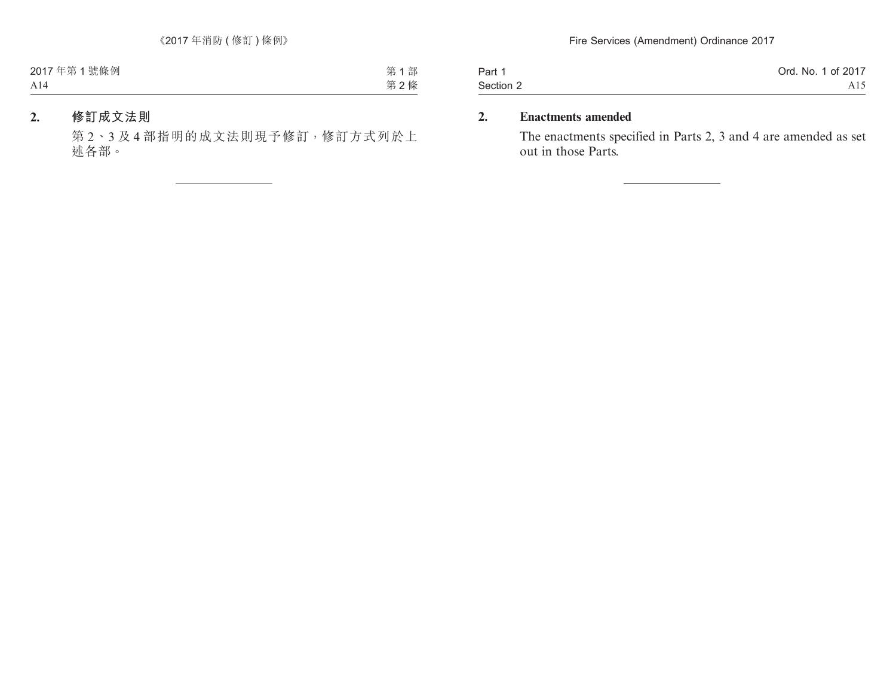**2. 修訂成文法則**

第 2、3 及 4 部指明的成文法則現予修訂，修訂方式列於上述各部。

---

**2. Enactments amended**

The enactments specified in Parts 2, 3 and 4 are amended as set out in those Parts.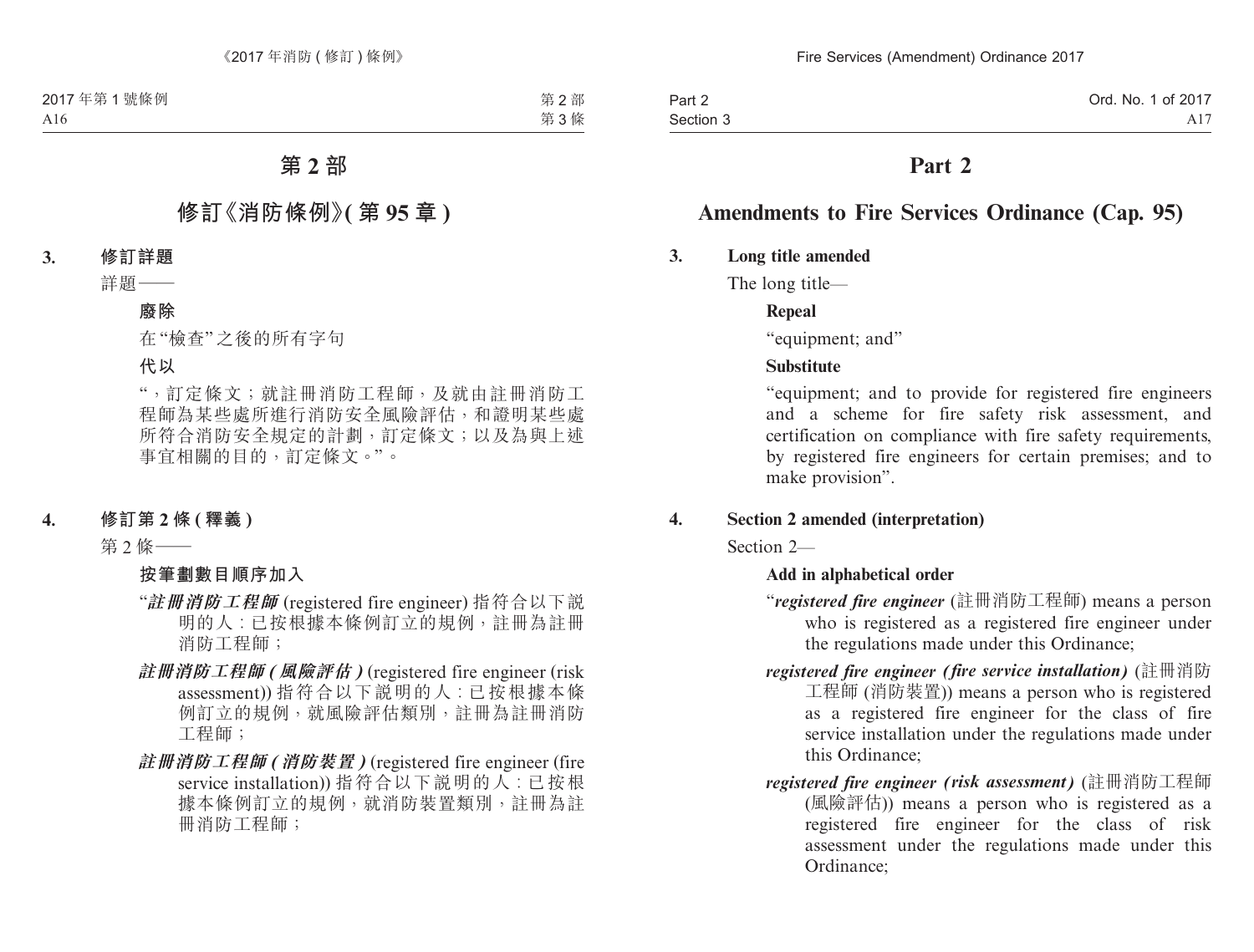# 第 2 部

## 修訂《消防條例》(第 95 章)

**3. 修訂詳題**

詳題——

**廢除**

在“檢查”之後的所有字句

**代以**

“，訂定條文；就註冊消防工程師，及就由註冊消防工程師為某些處所進行消防安全風險評估，和證明某些處所符合消防安全規定的計劃，訂定條文；以及為與上述事宜相關的目的，訂定條文。”。

**4. 修訂第 2 條 (釋義)**

第 2 條——

**按筆劃數目順序加入**

“***註冊消防工程師*** (registered fire engineer) 指符合以下說明的人：已按根據本條例訂立的規例，註冊為註冊消防工程師；

***註冊消防工程師 (風險評估)*** (registered fire engineer (risk assessment)) 指符合以下說明的人：已按根據本條例訂立的規例，就風險評估類別，註冊為註冊消防工程師；

***註冊消防工程師 (消防裝置)*** (registered fire engineer (fire service installation)) 指符合以下說明的人：已按根據本條例訂立的規例，就消防裝置類別，註冊為註冊消防工程師；

# Part 2

## Amendments to Fire Services Ordinance (Cap. 95)

**3. Long title amended**

The long title—

**Repeal**

“equipment; and”

**Substitute**

“equipment; and to provide for registered fire engineers and a scheme for fire safety risk assessment, and certification on compliance with fire safety requirements, by registered fire engineers for certain premises; and to make provision”.

**4. Section 2 amended (interpretation)**

Section 2—

**Add in alphabetical order**

“***registered fire engineer*** (註冊消防工程師) means a person who is registered as a registered fire engineer under the regulations made under this Ordinance;

***registered fire engineer (fire service installation)*** (註冊消防工程師 (消防裝置)) means a person who is registered as a registered fire engineer for the class of fire service installation under the regulations made under this Ordinance;

***registered fire engineer (risk assessment)*** (註冊消防工程師 (風險評估)) means a person who is registered as a registered fire engineer for the class of risk assessment under the regulations made under this Ordinance;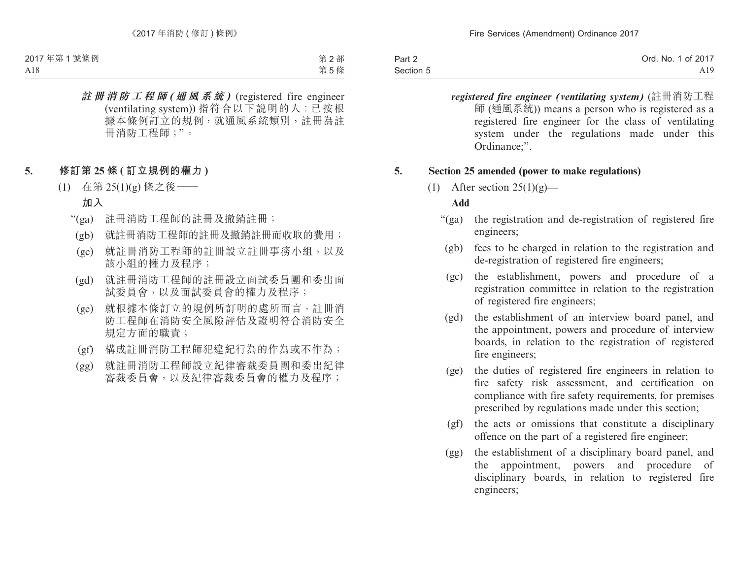***註冊消防工程師(通風系統)*** (registered fire engineer (ventilating system)) 指符合以下說明的人：已按根據本條例訂立的規例，就通風系統類別，註冊為註冊消防工程師；”。

## 5. 修訂第25條(訂立規例的權力)

(1) 在第25(1)(g)條之後——

**加入**

“(ga) 註冊消防工程師的註冊及撤銷註冊；

(gb) 就註冊消防工程師的註冊及撤銷註冊而收取的費用；

(gc) 就註冊消防工程師的註冊設立註冊事務小組，以及該小組的權力及程序；

(gd) 就註冊消防工程師的註冊設立面試委員團和委出面試委員會，以及面試委員會的權力及程序；

(ge) 就根據本條訂立的規例所訂明的處所而言，註冊消防工程師在消防安全風險評估及證明符合消防安全規定方面的職責；

(gf) 構成註冊消防工程師犯違紀行為的作為或不作為；

(gg) 就註冊消防工程師設立紀律審裁委員團和委出紀律審裁委員會，以及紀律審裁委員會的權力及程序；

***registered fire engineer (ventilating system)*** (註冊消防工程師 (通風系統)) means a person who is registered as a registered fire engineer for the class of ventilating system under the regulations made under this Ordinance;”.

## 5. Section 25 amended (power to make regulations)

(1) After section 25(1)(g)—

**Add**

“(ga) the registration and de-registration of registered fire engineers;

(gb) fees to be charged in relation to the registration and de-registration of registered fire engineers;

(gc) the establishment, powers and procedure of a registration committee in relation to the registration of registered fire engineers;

(gd) the establishment of an interview board panel, and the appointment, powers and procedure of interview boards, in relation to the registration of registered fire engineers;

(ge) the duties of registered fire engineers in relation to fire safety risk assessment, and certification on compliance with fire safety requirements, for premises prescribed by regulations made under this section;

(gf) the acts or omissions that constitute a disciplinary offence on the part of a registered fire engineer;

(gg) the establishment of a disciplinary board panel, and the appointment, powers and procedure of disciplinary boards, in relation to registered fire engineers;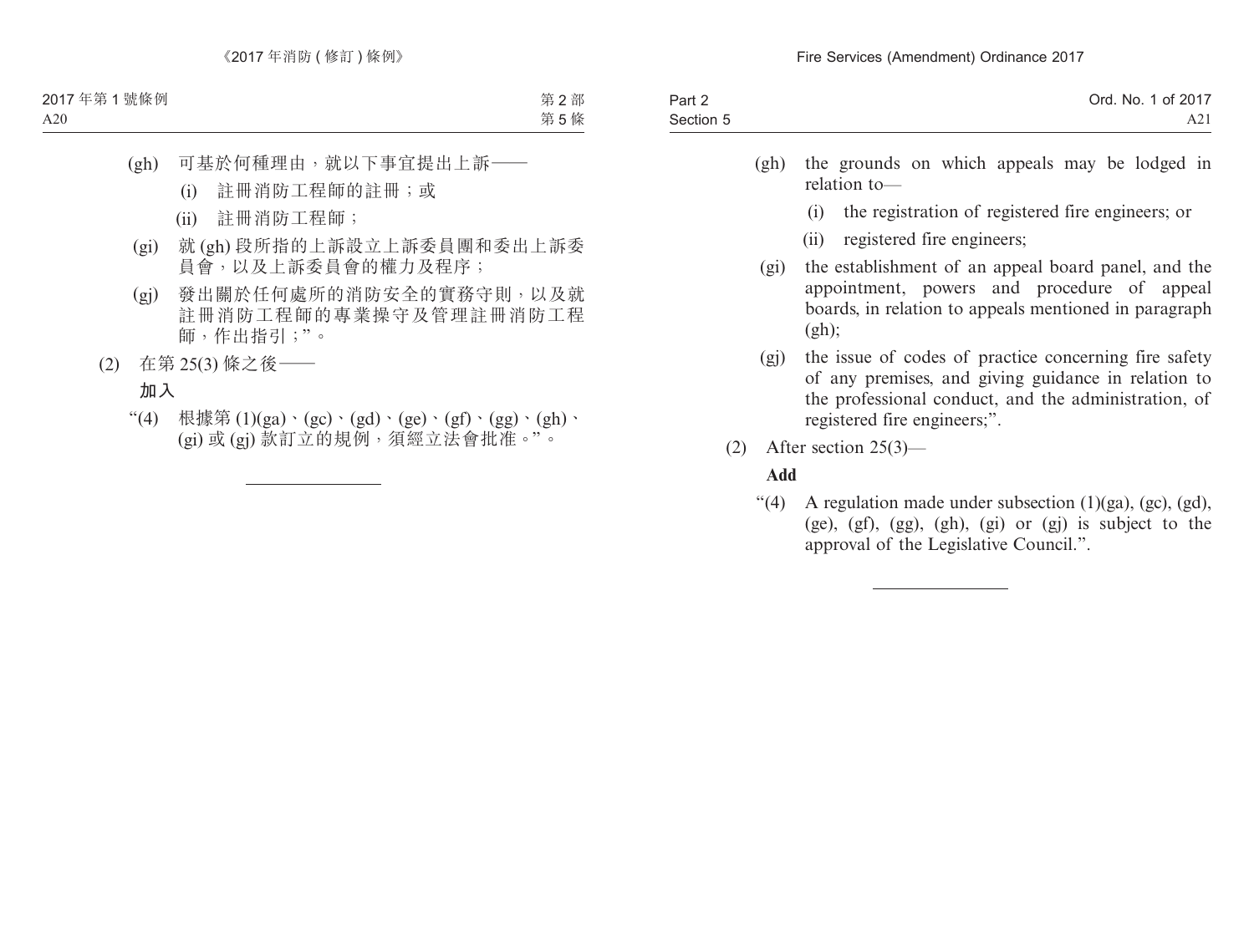(gh) 可基於何種理由，就以下事宜提出上訴——

(i) 註冊消防工程師的註冊；或

(ii) 註冊消防工程師；

(gi) 就 (gh) 段所指的上訴設立上訴委員團和委出上訴委員會，以及上訴委員會的權力及程序；

(gj) 發出關於任何處所的消防安全的實務守則，以及就註冊消防工程師的專業操守及管理註冊消防工程師，作出指引；”。

(2) 在第 25(3) 條之後——

**加入**

“(4) 根據第 (1)(ga)、(gc)、(gd)、(ge)、(gf)、(gg)、(gh)、(gi) 或 (gj) 款訂立的規例，須經立法會批准。”。

---

(gh) the grounds on which appeals may be lodged in relation to—

(i) the registration of registered fire engineers; or

(ii) registered fire engineers;

(gi) the establishment of an appeal board panel, and the appointment, powers and procedure of appeal boards, in relation to appeals mentioned in paragraph (gh);

(gj) the issue of codes of practice concerning fire safety of any premises, and giving guidance in relation to the professional conduct, and the administration, of registered fire engineers;”.

(2) After section 25(3)—

**Add**

“(4) A regulation made under subsection (1)(ga), (gc), (gd), (ge), (gf), (gg), (gh), (gi) or (gj) is subject to the approval of the Legislative Council.”.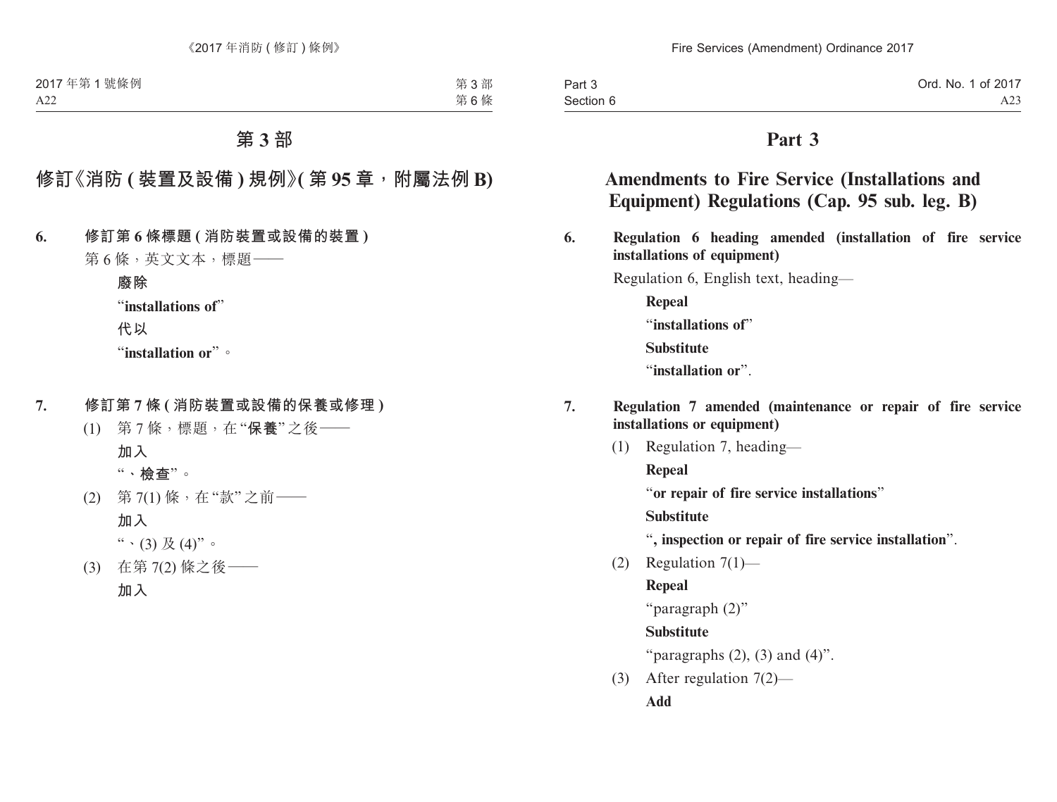# 第 3 部

## 修訂《消防 ( 裝置及設備 ) 規例》( 第 95 章，附屬法例 B)

**6. 修訂第 6 條標題 ( 消防裝置或設備的裝置 )**

第 6 條，英文文本，標題——

**廢除**

“**installations of**”

**代以**

“**installation or**”。

**7. 修訂第 7 條 ( 消防裝置或設備的保養或修理 )**

(1) 第 7 條，標題，在“**保養**”之後——

**加入**

“**、檢查**”。

(2) 第 7(1) 條，在“款”之前——

**加入**

“、(3) 及 (4)”。

(3) 在第 7(2) 條之後——

**加入**

# Part 3

## Amendments to Fire Service (Installations and Equipment) Regulations (Cap. 95 sub. leg. B)

**6. Regulation 6 heading amended (installation of fire service installations of equipment)**

Regulation 6, English text, heading—

**Repeal**

“**installations of**”

**Substitute**

“**installation or**”.

**7. Regulation 7 amended (maintenance or repair of fire service installations or equipment)**

(1) Regulation 7, heading—

**Repeal**

“**or repair of fire service installations**”

**Substitute**

“**, inspection or repair of fire service installation**”.

(2) Regulation 7(1)—

**Repeal**

“paragraph (2)”

**Substitute**

“paragraphs (2), (3) and (4)”.

(3) After regulation 7(2)—

**Add**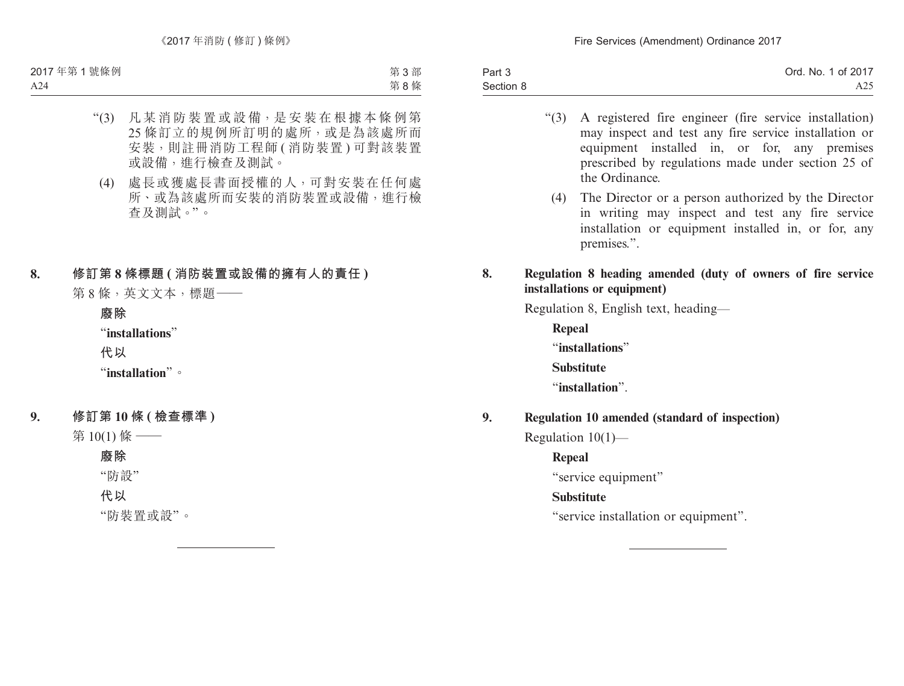“(3) 凡某消防裝置或設備，是安裝在根據本條例第25條訂立的規例所訂明的處所，或是為該處所而安裝，則註冊消防工程師(消防裝置)可對該裝置或設備，進行檢查及測試。

(4) 處長或獲處長書面授權的人，可對安裝在任何處所、或為該處所而安裝的消防裝置或設備，進行檢查及測試。”。

**8. 修訂第8條標題(消防裝置或設備的擁有人的責任)**

第8條，英文文本，標題——

**廢除**

“**installations**”

**代以**

“**installation**”。

**9. 修訂第10條(檢查標準)**

第10(1)條——

**廢除**

“防設”

**代以**

“防裝置或設”。

“(3) A registered fire engineer (fire service installation) may inspect and test any fire service installation or equipment installed in, or for, any premises prescribed by regulations made under section 25 of the Ordinance.

(4) The Director or a person authorized by the Director in writing may inspect and test any fire service installation or equipment installed in, or for, any premises.”.

**8. Regulation 8 heading amended (duty of owners of fire service installations or equipment)**

Regulation 8, English text, heading—

**Repeal**

“**installations**”

**Substitute**

“**installation**”.

**9. Regulation 10 amended (standard of inspection)**

Regulation 10(1)—

**Repeal**

“service equipment”

**Substitute**

“service installation or equipment”.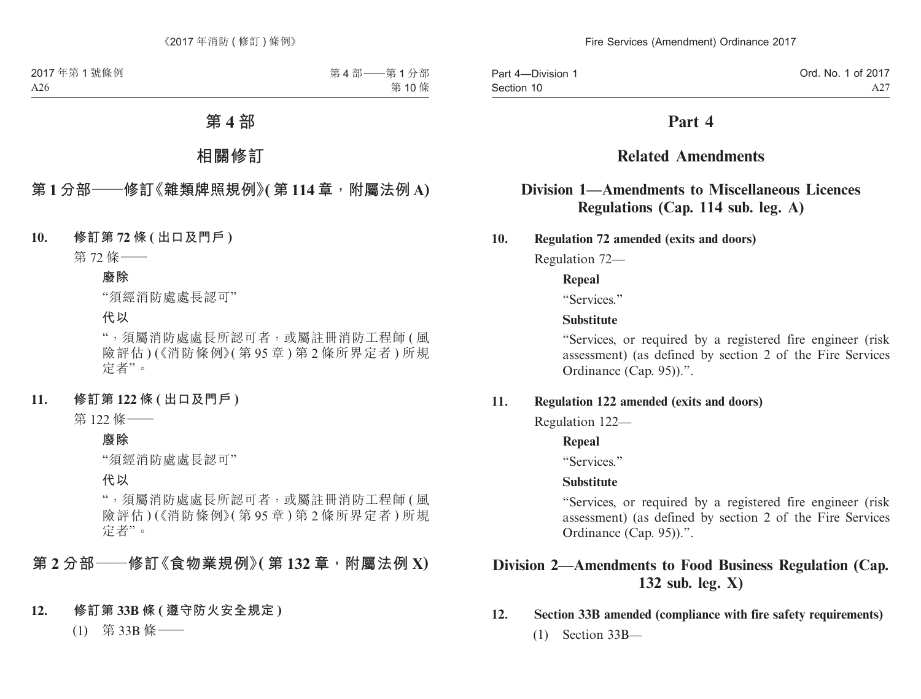# 第 4 部

## 相關修訂

### 第 1 分部——修訂《雜類牌照規例》(第 114 章，附屬法例 A)

**10. 修訂第 72 條 (出口及門戶)**

第 72 條——

**廢除**

“須經消防處處長認可”

**代以**

“，須屬消防處處長所認可者，或屬註冊消防工程師 (風險評估) (《消防條例》(第 95 章) 第 2 條所界定者) 所規定者”。

**11. 修訂第 122 條 (出口及門戶)**

第 122 條——

**廢除**

“須經消防處處長認可”

**代以**

“，須屬消防處處長所認可者，或屬註冊消防工程師 (風險評估) (《消防條例》(第 95 章) 第 2 條所界定者) 所規定者”。

### 第 2 分部——修訂《食物業規例》(第 132 章，附屬法例 X)

**12. 修訂第 33B 條 (遵守防火安全規定)**

(1) 第 33B 條——

# Part 4

## Related Amendments

### Division 1—Amendments to Miscellaneous Licences Regulations (Cap. 114 sub. leg. A)

**10. Regulation 72 amended (exits and doors)**

Regulation 72—

**Repeal**

“Services.”

**Substitute**

“Services, or required by a registered fire engineer (risk assessment) (as defined by section 2 of the Fire Services Ordinance (Cap. 95)).”.

**11. Regulation 122 amended (exits and doors)**

Regulation 122—

**Repeal**

“Services.”

**Substitute**

“Services, or required by a registered fire engineer (risk assessment) (as defined by section 2 of the Fire Services Ordinance (Cap. 95)).”.

### Division 2—Amendments to Food Business Regulation (Cap. 132 sub. leg. X)

**12. Section 33B amended (compliance with fire safety requirements)**

(1) Section 33B—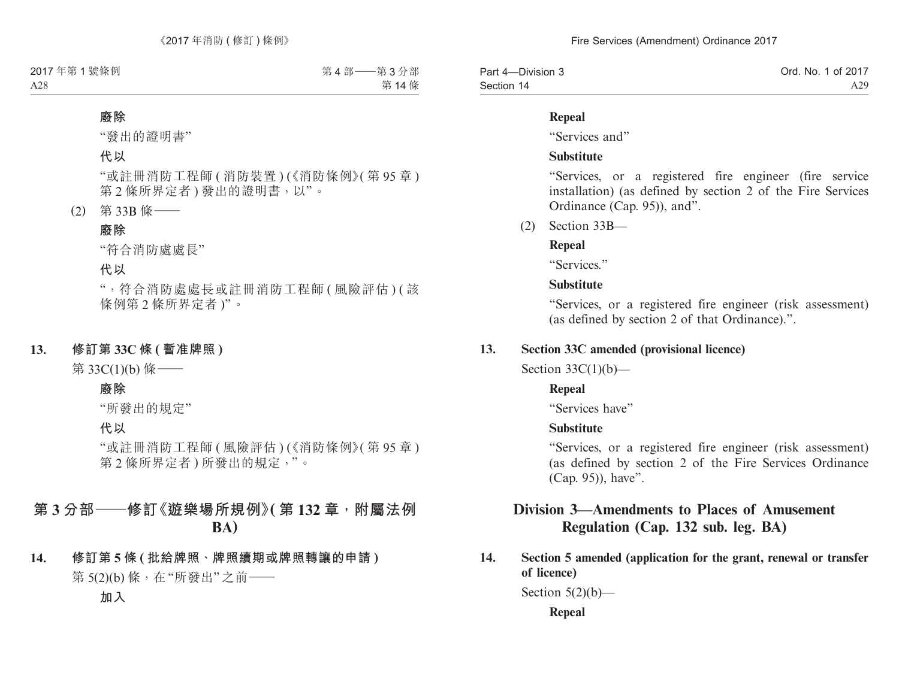**廢除**

"發出的證明書"

**代以**

"或註冊消防工程師 ( 消防裝置 ) (《消防條例》( 第 95 章 ) 第 2 條所界定者 ) 發出的證明書，以"。

(2) 第 33B 條——

**廢除**

"符合消防處處長"

**代以**

"，符合消防處處長或註冊消防工程師 ( 風險評估 ) ( 該條例第 2 條所界定者 )"。

**13. 修訂第 33C 條 ( 暫准牌照 )**

第 33C(1)(b) 條——

**廢除**

"所發出的規定"

**代以**

"或註冊消防工程師 ( 風險評估 ) (《消防條例》( 第 95 章 ) 第 2 條所界定者 ) 所發出的規定，"。

## 第 3 分部——修訂《遊樂場所規例》( 第 132 章，附屬法例 BA)

**14. 修訂第 5 條 ( 批給牌照、牌照續期或牌照轉讓的申請 )**

第 5(2)(b) 條，在"所發出"之前——

**加入**

**Repeal**

"Services and"

**Substitute**

"Services, or a registered fire engineer (fire service installation) (as defined by section 2 of the Fire Services Ordinance (Cap. 95)), and".

(2) Section 33B—

**Repeal**

"Services."

**Substitute**

"Services, or a registered fire engineer (risk assessment) (as defined by section 2 of that Ordinance).".

**13. Section 33C amended (provisional licence)**

Section 33C(1)(b)—

**Repeal**

"Services have"

**Substitute**

"Services, or a registered fire engineer (risk assessment) (as defined by section 2 of the Fire Services Ordinance (Cap. 95)), have".

## Division 3—Amendments to Places of Amusement Regulation (Cap. 132 sub. leg. BA)

**14. Section 5 amended (application for the grant, renewal or transfer of licence)**

Section 5(2)(b)—

**Repeal**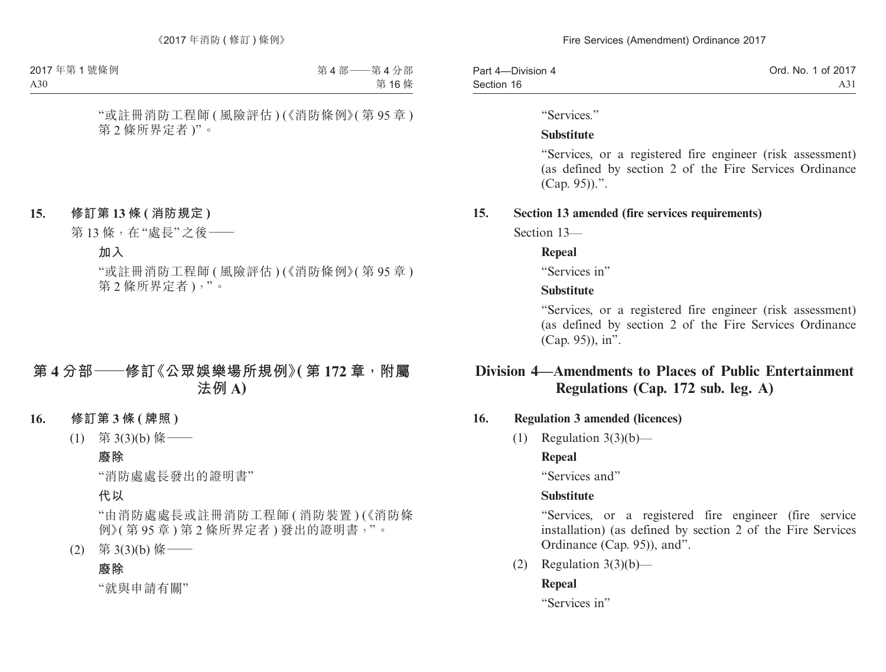“或註冊消防工程師 ( 風險評估 ) (《消防條例》( 第 95 章 ) 第 2 條所界定者 )”。

**15. 修訂第 13 條 ( 消防規定 )**

第 13 條，在“處長”之後——

**加入**

“或註冊消防工程師 ( 風險評估 ) (《消防條例》( 第 95 章 ) 第 2 條所界定者 )，”。

## 第 4 分部——修訂《公眾娛樂場所規例》( 第 172 章，附屬法例 A)

**16. 修訂第 3 條 ( 牌照 )**

(1) 第 3(3)(b) 條——

**廢除**

“消防處處長發出的證明書”

**代以**

“由消防處處長或註冊消防工程師 ( 消防裝置 ) (《消防條例》( 第 95 章 ) 第 2 條所界定者 ) 發出的證明書，”。

(2) 第 3(3)(b) 條——

**廢除**

“就與申請有關”

“Services.”

**Substitute**

“Services, or a registered fire engineer (risk assessment) (as defined by section 2 of the Fire Services Ordinance (Cap. 95)).”.

**15. Section 13 amended (fire services requirements)**

Section 13—

**Repeal**

“Services in”

**Substitute**

“Services, or a registered fire engineer (risk assessment) (as defined by section 2 of the Fire Services Ordinance (Cap. 95)), in”.

## Division 4—Amendments to Places of Public Entertainment Regulations (Cap. 172 sub. leg. A)

**16. Regulation 3 amended (licences)**

(1) Regulation 3(3)(b)—

**Repeal**

“Services and”

**Substitute**

“Services, or a registered fire engineer (fire service installation) (as defined by section 2 of the Fire Services Ordinance (Cap. 95)), and”.

(2) Regulation 3(3)(b)—

**Repeal**

“Services in”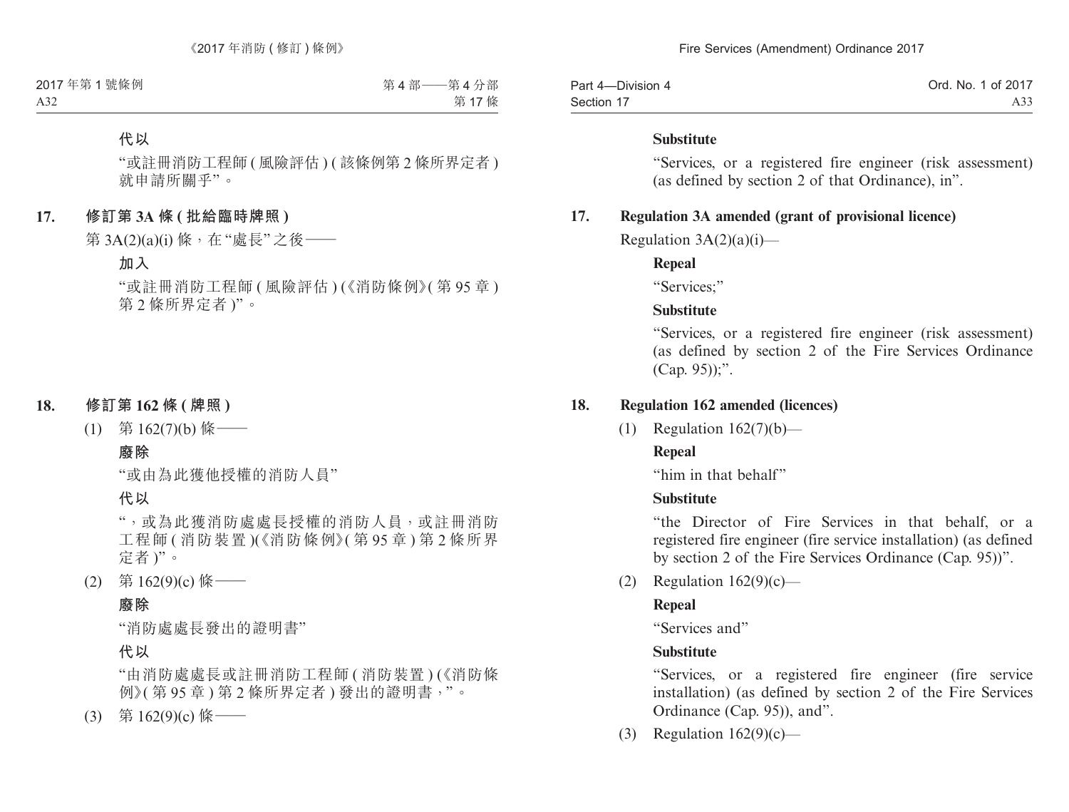**代以**

“或註冊消防工程師 ( 風險評估 ) ( 該條例第 2 條所界定者 ) 就申請所關乎”。

**17. 修訂第 3A 條 ( 批給臨時牌照 )**

第 3A(2)(a)(i) 條，在“處長”之後——

**加入**

“或註冊消防工程師 ( 風險評估 ) (《消防條例》( 第 95 章 ) 第 2 條所界定者 )”。

**18. 修訂第 162 條 ( 牌照 )**

(1) 第 162(7)(b) 條——

**廢除**

“或由為此獲他授權的消防人員”

**代以**

“，或為此獲消防處處長授權的消防人員，或註冊消防工程師 ( 消防裝置 )(《消防條例》( 第 95 章 ) 第 2 條所界定者 )”。

(2) 第 162(9)(c) 條——

**廢除**

“消防處處長發出的證明書”

**代以**

“由消防處處長或註冊消防工程師 ( 消防裝置 ) (《消防條例》( 第 95 章 ) 第 2 條所界定者 ) 發出的證明書，”。

(3) 第 162(9)(c) 條——

**Substitute**

“Services, or a registered fire engineer (risk assessment) (as defined by section 2 of that Ordinance), in”.

**17. Regulation 3A amended (grant of provisional licence)**

Regulation 3A(2)(a)(i)—

**Repeal**

“Services;”

**Substitute**

“Services, or a registered fire engineer (risk assessment) (as defined by section 2 of the Fire Services Ordinance (Cap. 95));”.

**18. Regulation 162 amended (licences)**

(1) Regulation 162(7)(b)—

**Repeal**

“him in that behalf”

**Substitute**

“the Director of Fire Services in that behalf, or a registered fire engineer (fire service installation) (as defined by section 2 of the Fire Services Ordinance (Cap. 95))”.

(2) Regulation 162(9)(c)—

**Repeal**

“Services and”

**Substitute**

“Services, or a registered fire engineer (fire service installation) (as defined by section 2 of the Fire Services Ordinance (Cap. 95)), and”.

(3) Regulation 162(9)(c)—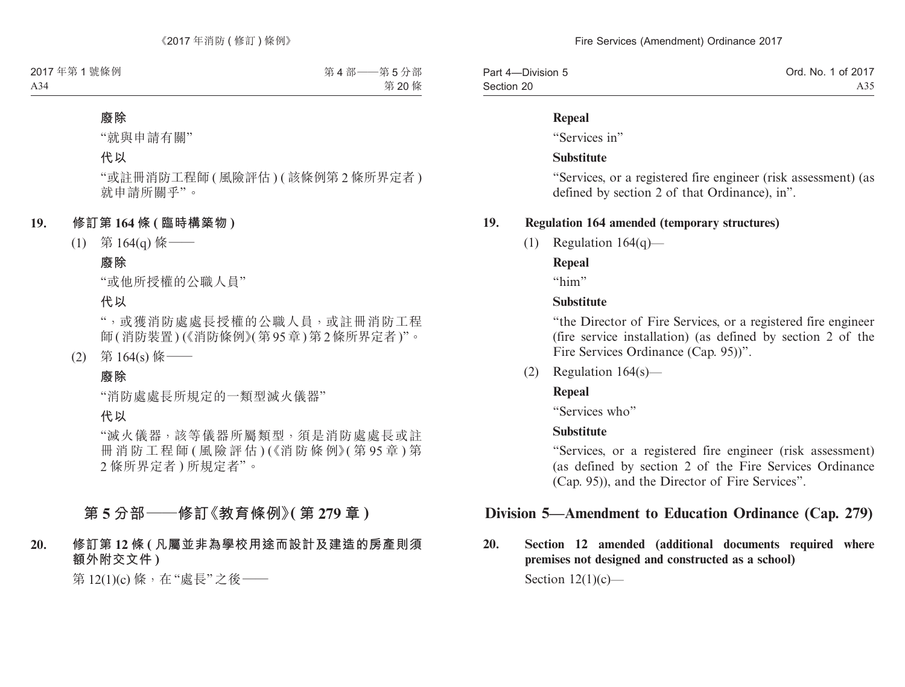**廢除**

"就與申請有關"

**代以**

"或註冊消防工程師(風險評估)(該條例第2條所界定者)就申請所關乎"。

**19. 修訂第164條(臨時構築物)**

(1) 第164(q)條——

**廢除**

"或他所授權的公職人員"

**代以**

"，或獲消防處處長授權的公職人員，或註冊消防工程師(消防裝置)(《消防條例》(第95章)第2條所界定者)"。

(2) 第164(s)條——

**廢除**

"消防處處長所規定的一類型滅火儀器"

**代以**

"滅火儀器，該等儀器所屬類型，須是消防處處長或註冊消防工程師(風險評估)(《消防條例》(第95章)第2條所界定者)所規定者"。

## 第5分部——修訂《教育條例》(第279章)

**20. 修訂第12條(凡屬並非為學校用途而設計及建造的房產則須額外附交文件)**

第12(1)(c)條，在"處長"之後——

**Repeal**

"Services in"

**Substitute**

"Services, or a registered fire engineer (risk assessment) (as defined by section 2 of that Ordinance), in".

**19. Regulation 164 amended (temporary structures)**

(1) Regulation 164(q)—

**Repeal**

"him"

**Substitute**

"the Director of Fire Services, or a registered fire engineer (fire service installation) (as defined by section 2 of the Fire Services Ordinance (Cap. 95))".

(2) Regulation 164(s)—

**Repeal**

"Services who"

**Substitute**

"Services, or a registered fire engineer (risk assessment) (as defined by section 2 of the Fire Services Ordinance (Cap. 95)), and the Director of Fire Services".

## Division 5—Amendment to Education Ordinance (Cap. 279)

**20. Section 12 amended (additional documents required where premises not designed and constructed as a school)**

Section 12(1)(c)—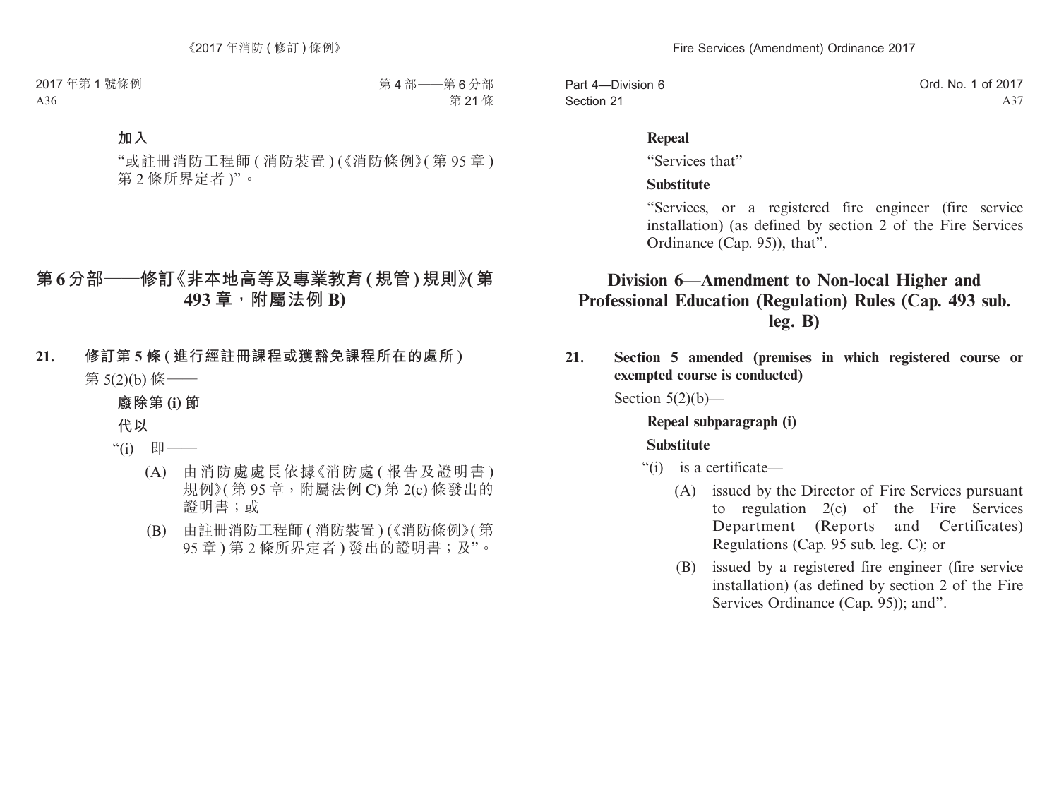**加入**

“或註冊消防工程師 ( 消防裝置 ) (《消防條例》( 第 95 章 ) 第 2 條所界定者 )”。

## 第 6 分部——修訂《非本地高等及專業教育 ( 規管 ) 規則》( 第 493 章，附屬法例 B)

### 21. 修訂第 5 條 ( 進行經註冊課程或獲豁免課程所在的處所 )

第 5(2)(b) 條——

**廢除第 (i) 節**

**代以**

“(i) 即——

(A) 由消防處處長依據《消防處 ( 報告及證明書 ) 規例》( 第 95 章，附屬法例 C) 第 2(c) 條發出的證明書；或

(B) 由註冊消防工程師 ( 消防裝置 ) (《消防條例》( 第 95 章 ) 第 2 條所界定者 ) 發出的證明書；及”。

**Repeal**

“Services that”

**Substitute**

“Services, or a registered fire engineer (fire service installation) (as defined by section 2 of the Fire Services Ordinance (Cap. 95)), that”.

## Division 6—Amendment to Non-local Higher and Professional Education (Regulation) Rules (Cap. 493 sub. leg. B)

### 21. Section 5 amended (premises in which registered course or exempted course is conducted)

Section 5(2)(b)—

**Repeal subparagraph (i)**

**Substitute**

“(i) is a certificate—

(A) issued by the Director of Fire Services pursuant to regulation 2(c) of the Fire Services Department (Reports and Certificates) Regulations (Cap. 95 sub. leg. C); or

(B) issued by a registered fire engineer (fire service installation) (as defined by section 2 of the Fire Services Ordinance (Cap. 95)); and”.